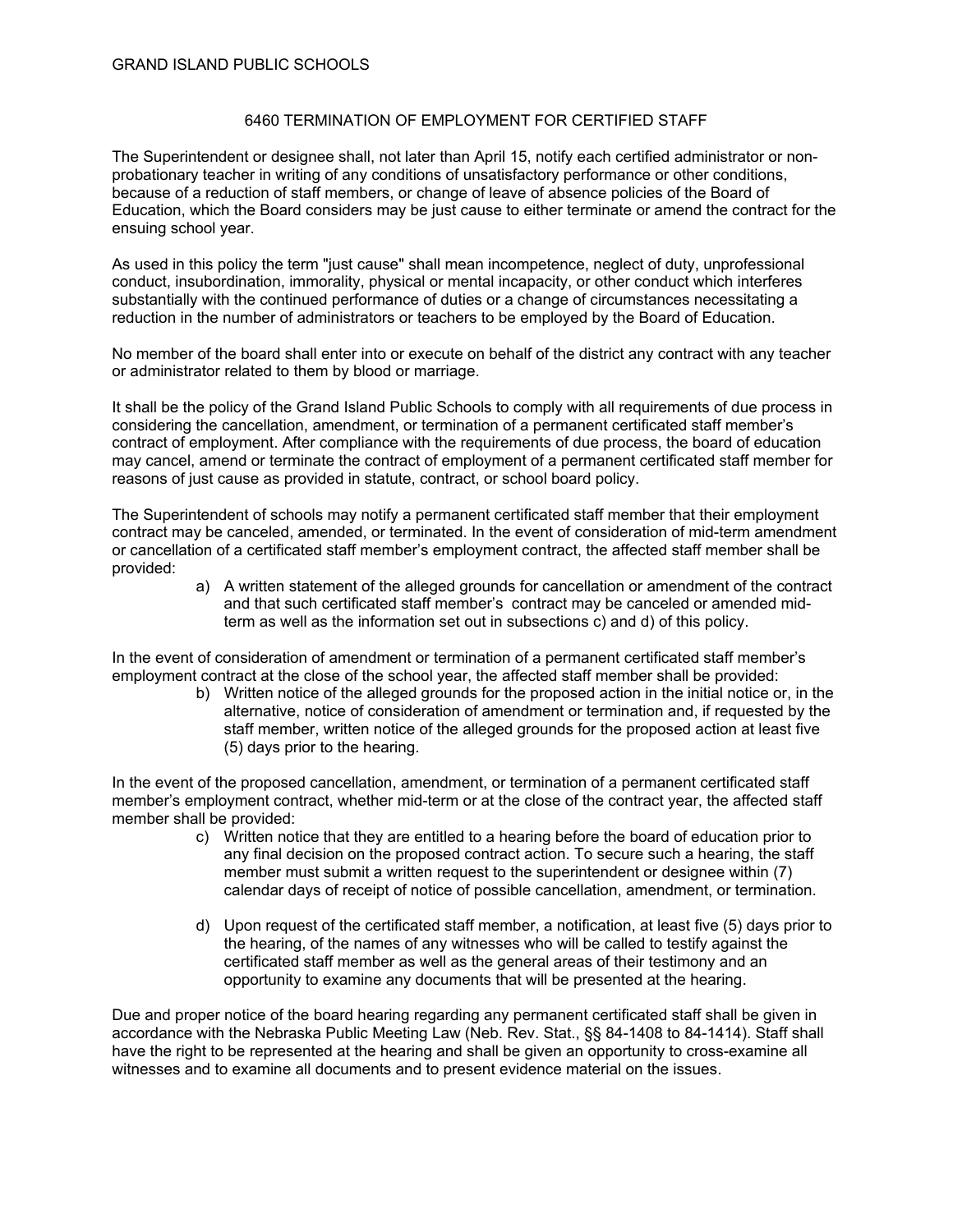GRAND ISLAND PUBLIC SCHOOLS

# 6460 TERMINATION OF EMPLOYMENT FOR CERTIFIED STAFF

The Superintendent or designee shall, not later than April 15, notify each certified administrator or non-probationary teacher in writing of any conditions of unsatisfactory performance or other conditions, because of a reduction of staff members, or change of leave of absence policies of the Board of Education, which the Board considers may be just cause to either terminate or amend the contract for the ensuing school year.

As used in this policy the term "just cause" shall mean incompetence, neglect of duty, unprofessional conduct, insubordination, immorality, physical or mental incapacity, or other conduct which interferes substantially with the continued performance of duties or a change of circumstances necessitating a reduction in the number of administrators or teachers to be employed by the Board of Education.

No member of the board shall enter into or execute on behalf of the district any contract with any teacher or administrator related to them by blood or marriage.

It shall be the policy of the Grand Island Public Schools to comply with all requirements of due process in considering the cancellation, amendment, or termination of a permanent certificated staff member's contract of employment. After compliance with the requirements of due process, the board of education may cancel, amend or terminate the contract of employment of a permanent certificated staff member for reasons of just cause as provided in statute, contract, or school board policy.

The Superintendent of schools may notify a permanent certificated staff member that their employment contract may be canceled, amended, or terminated. In the event of consideration of mid-term amendment or cancellation of a certificated staff member's employment contract, the affected staff member shall be provided:

a) A written statement of the alleged grounds for cancellation or amendment of the contract and that such certificated staff member's contract may be canceled or amended mid-term as well as the information set out in subsections c) and d) of this policy.

In the event of consideration of amendment or termination of a permanent certificated staff member's employment contract at the close of the school year, the affected staff member shall be provided:

b) Written notice of the alleged grounds for the proposed action in the initial notice or, in the alternative, notice of consideration of amendment or termination and, if requested by the staff member, written notice of the alleged grounds for the proposed action at least five (5) days prior to the hearing.

In the event of the proposed cancellation, amendment, or termination of a permanent certificated staff member's employment contract, whether mid-term or at the close of the contract year, the affected staff member shall be provided:

c) Written notice that they are entitled to a hearing before the board of education prior to any final decision on the proposed contract action. To secure such a hearing, the staff member must submit a written request to the superintendent or designee within (7) calendar days of receipt of notice of possible cancellation, amendment, or termination.

d) Upon request of the certificated staff member, a notification, at least five (5) days prior to the hearing, of the names of any witnesses who will be called to testify against the certificated staff member as well as the general areas of their testimony and an opportunity to examine any documents that will be presented at the hearing.

Due and proper notice of the board hearing regarding any permanent certificated staff shall be given in accordance with the Nebraska Public Meeting Law (Neb. Rev. Stat., §§ 84-1408 to 84-1414). Staff shall have the right to be represented at the hearing and shall be given an opportunity to cross-examine all witnesses and to examine all documents and to present evidence material on the issues.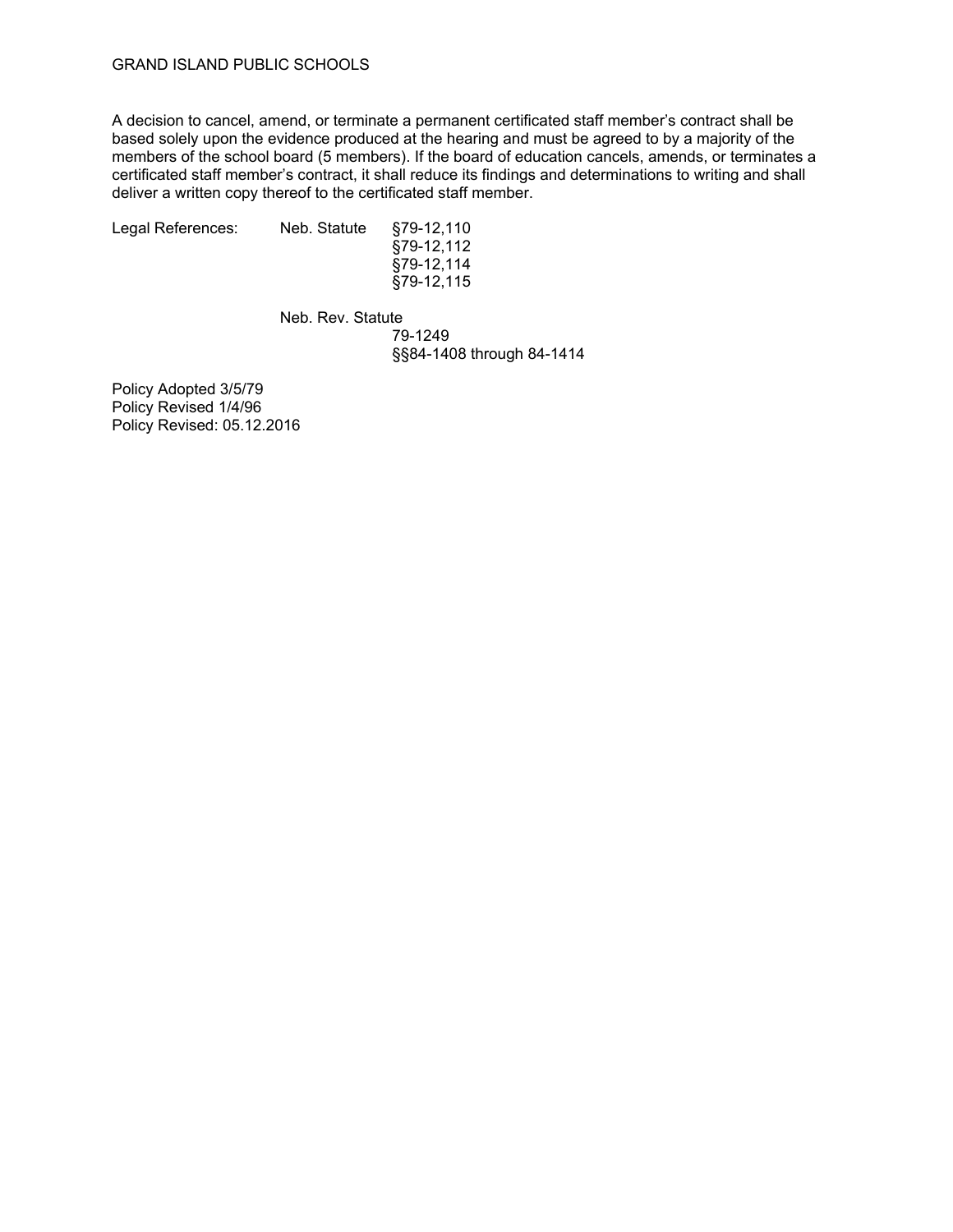A decision to cancel, amend, or terminate a permanent certificated staff member's contract shall be based solely upon the evidence produced at the hearing and must be agreed to by a majority of the members of the school board (5 members). If the board of education cancels, amends, or terminates a certificated staff member's contract, it shall reduce its findings and determinations to writing and shall deliver a written copy thereof to the certificated staff member.

Legal References: Neb. Statute §79-12,110
§79-12,112
§79-12,114
§79-12,115

Neb. Rev. Statute
79-1249
§§84-1408 through 84-1414

Policy Adopted 3/5/79
Policy Revised 1/4/96
Policy Revised: 05.12.2016